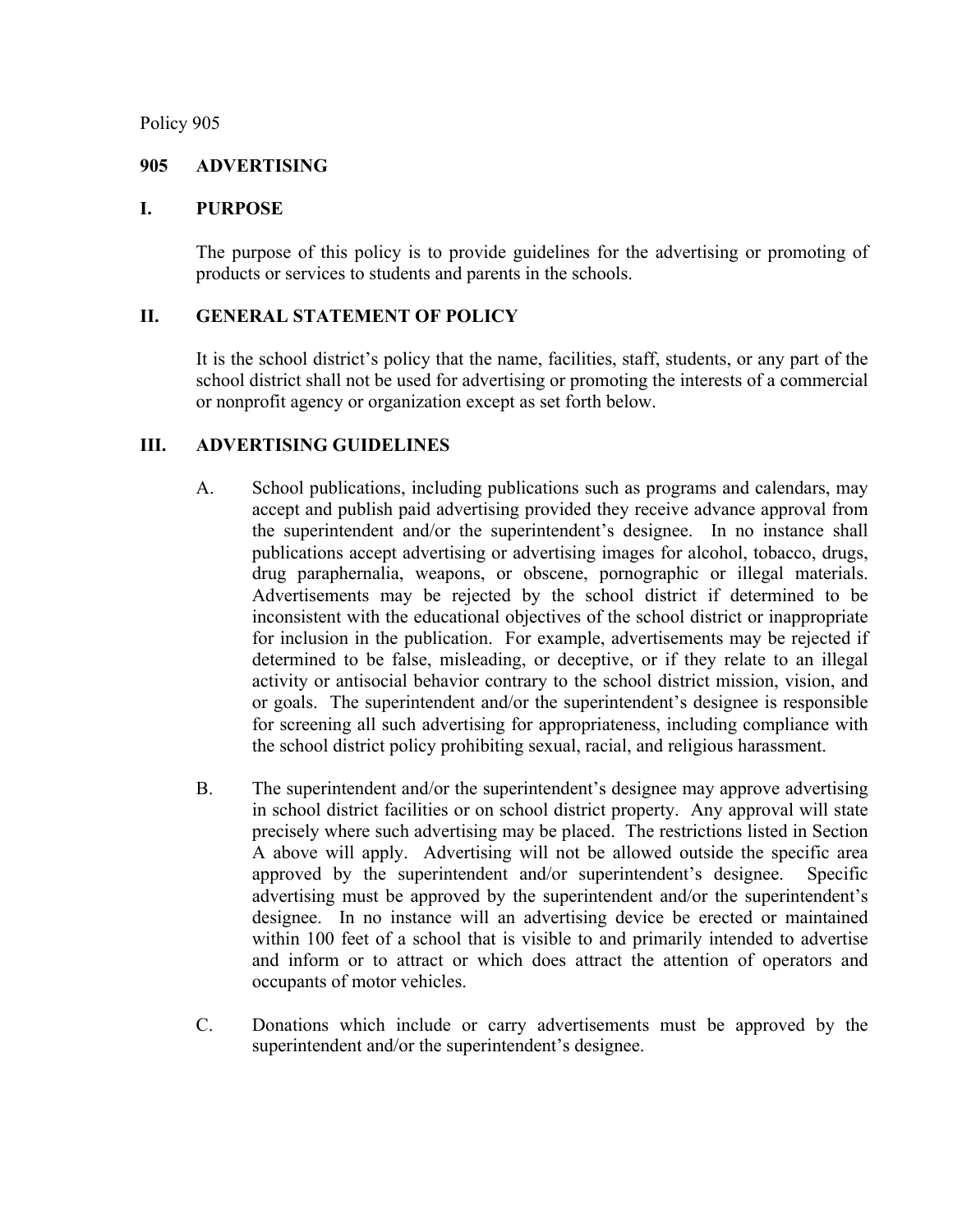Policy 905

# 905 ADVERTISING

## I. PURPOSE

The purpose of this policy is to provide guidelines for the advertising or promoting of products or services to students and parents in the schools.

## II. GENERAL STATEMENT OF POLICY

It is the school district's policy that the name, facilities, staff, students, or any part of the school district shall not be used for advertising or promoting the interests of a commercial or nonprofit agency or organization except as set forth below.

## III. ADVERTISING GUIDELINES

A. School publications, including publications such as programs and calendars, may accept and publish paid advertising provided they receive advance approval from the superintendent and/or the superintendent's designee. In no instance shall publications accept advertising or advertising images for alcohol, tobacco, drugs, drug paraphernalia, weapons, or obscene, pornographic or illegal materials. Advertisements may be rejected by the school district if determined to be inconsistent with the educational objectives of the school district or inappropriate for inclusion in the publication. For example, advertisements may be rejected if determined to be false, misleading, or deceptive, or if they relate to an illegal activity or antisocial behavior contrary to the school district mission, vision, and or goals. The superintendent and/or the superintendent's designee is responsible for screening all such advertising for appropriateness, including compliance with the school district policy prohibiting sexual, racial, and religious harassment.

B. The superintendent and/or the superintendent's designee may approve advertising in school district facilities or on school district property. Any approval will state precisely where such advertising may be placed. The restrictions listed in Section A above will apply. Advertising will not be allowed outside the specific area approved by the superintendent and/or superintendent's designee. Specific advertising must be approved by the superintendent and/or the superintendent's designee. In no instance will an advertising device be erected or maintained within 100 feet of a school that is visible to and primarily intended to advertise and inform or to attract or which does attract the attention of operators and occupants of motor vehicles.

C. Donations which include or carry advertisements must be approved by the superintendent and/or the superintendent's designee.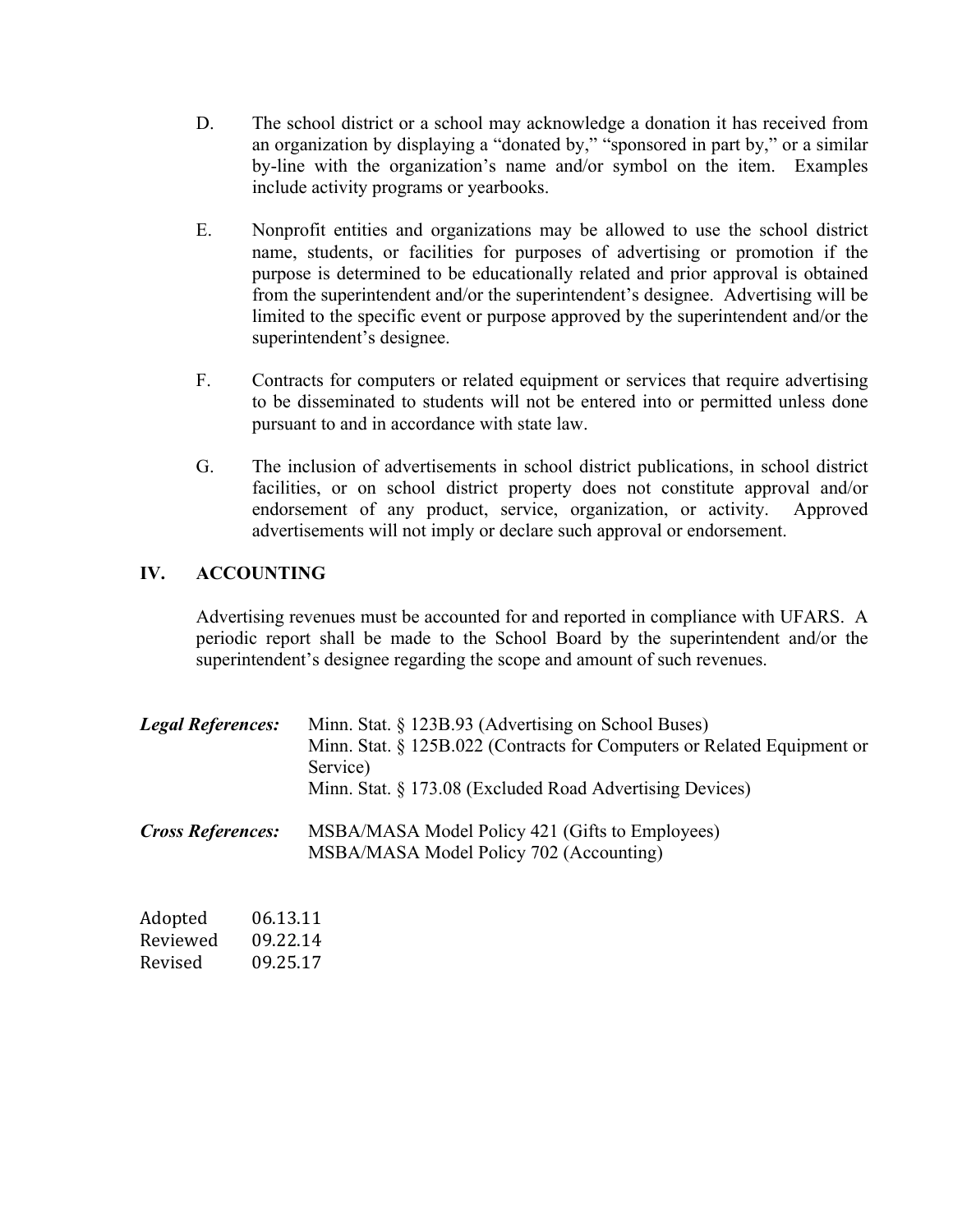D. The school district or a school may acknowledge a donation it has received from an organization by displaying a "donated by," "sponsored in part by," or a similar by-line with the organization's name and/or symbol on the item. Examples include activity programs or yearbooks.

E. Nonprofit entities and organizations may be allowed to use the school district name, students, or facilities for purposes of advertising or promotion if the purpose is determined to be educationally related and prior approval is obtained from the superintendent and/or the superintendent's designee. Advertising will be limited to the specific event or purpose approved by the superintendent and/or the superintendent's designee.

F. Contracts for computers or related equipment or services that require advertising to be disseminated to students will not be entered into or permitted unless done pursuant to and in accordance with state law.

G. The inclusion of advertisements in school district publications, in school district facilities, or on school district property does not constitute approval and/or endorsement of any product, service, organization, or activity. Approved advertisements will not imply or declare such approval or endorsement.

## IV. ACCOUNTING

Advertising revenues must be accounted for and reported in compliance with UFARS. A periodic report shall be made to the School Board by the superintendent and/or the superintendent's designee regarding the scope and amount of such revenues.

***Legal References:***
Minn. Stat. § 123B.93 (Advertising on School Buses)
Minn. Stat. § 125B.022 (Contracts for Computers or Related Equipment or Service)
Minn. Stat. § 173.08 (Excluded Road Advertising Devices)

***Cross References:***
MSBA/MASA Model Policy 421 (Gifts to Employees)
MSBA/MASA Model Policy 702 (Accounting)

Adopted 06.13.11
Reviewed 09.22.14
Revised 09.25.17